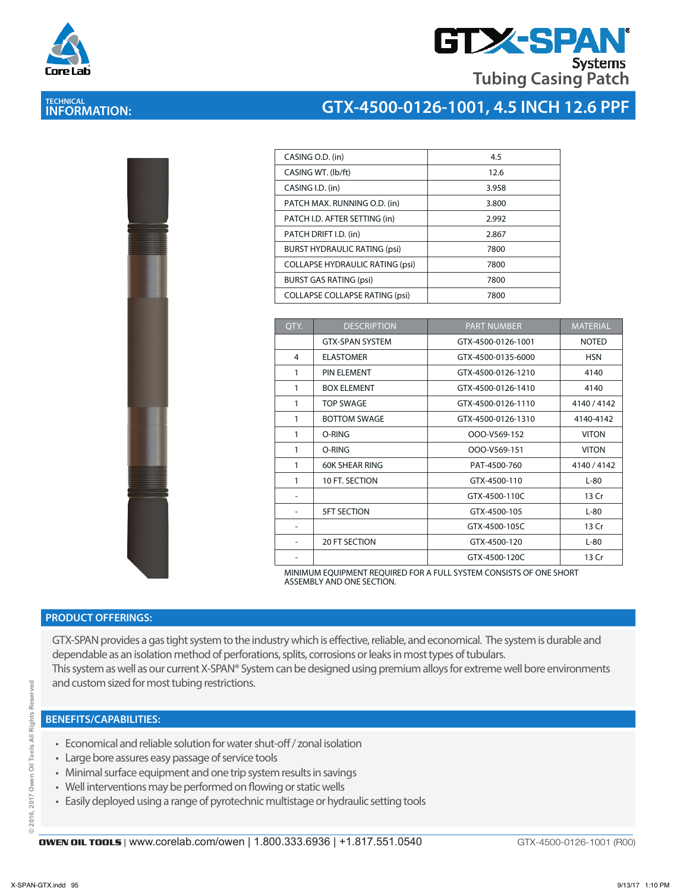# GTX-SPAN Systems

## Tubing Casing Patch

TECHNICAL INFORMATION:

## GTX-4500-0126-1001, 4.5 INCH 12.6 PPF

| | |
|---|---|
| CASING O.D. (in) | 4.5 |
| CASING WT. (lb/ft) | 12.6 |
| CASING I.D. (in) | 3.958 |
| PATCH MAX. RUNNING O.D. (in) | 3.800 |
| PATCH I.D. AFTER SETTING (in) | 2.992 |
| PATCH DRIFT I.D. (in) | 2.867 |
| BURST HYDRAULIC RATING (psi) | 7800 |
| COLLAPSE HYDRAULIC RATING (psi) | 7800 |
| BURST GAS RATING (psi) | 7800 |
| COLLAPSE COLLAPSE RATING (psi) | 7800 |

| QTY. | DESCRIPTION | PART NUMBER | MATERIAL |
|---|---|---|---|
| | GTX-SPAN SYSTEM | GTX-4500-0126-1001 | NOTED |
| 4 | ELASTOMER | GTX-4500-0135-6000 | HSN |
| 1 | PIN ELEMENT | GTX-4500-0126-1210 | 4140 |
| 1 | BOX ELEMENT | GTX-4500-0126-1410 | 4140 |
| 1 | TOP SWAGE | GTX-4500-0126-1110 | 4140 / 4142 |
| 1 | BOTTOM SWAGE | GTX-4500-0126-1310 | 4140-4142 |
| 1 | O-RING | OOO-V569-152 | VITON |
| 1 | O-RING | OOO-V569-151 | VITON |
| 1 | 60K SHEAR RING | PAT-4500-760 | 4140 / 4142 |
| 1 | 10 FT. SECTION | GTX-4500-110 | L-80 |
| - | | GTX-4500-110C | 13 Cr |
| - | 5FT SECTION | GTX-4500-105 | L-80 |
| - | | GTX-4500-105C | 13 Cr |
| - | 20 FT SECTION | GTX-4500-120 | L-80 |
| - | | GTX-4500-120C | 13 Cr |

MINIMUM EQUIPMENT REQUIRED FOR A FULL SYSTEM CONSISTS OF ONE SHORT ASSEMBLY AND ONE SECTION.

## PRODUCT OFFERINGS:

GTX-SPAN provides a gas tight system to the industry which is effective, reliable, and economical. The system is durable and dependable as an isolation method of perforations, splits, corrosions or leaks in most types of tubulars.
This system as well as our current X-SPAN® System can be designed using premium alloys for extreme well bore environments and custom sized for most tubing restrictions.

## BENEFITS/CAPABILITIES:

- Economical and reliable solution for water shut-off / zonal isolation
- Large bore assures easy passage of service tools
- Minimal surface equipment and one trip system results in savings
- Well interventions may be performed on flowing or static wells
- Easily deployed using a range of pyrotechnic multistage or hydraulic setting tools

OWEN OIL TOOLS | www.corelab.com/owen | 1.800.333.6936 | +1.817.551.0540 GTX-4500-0126-1001 (R00)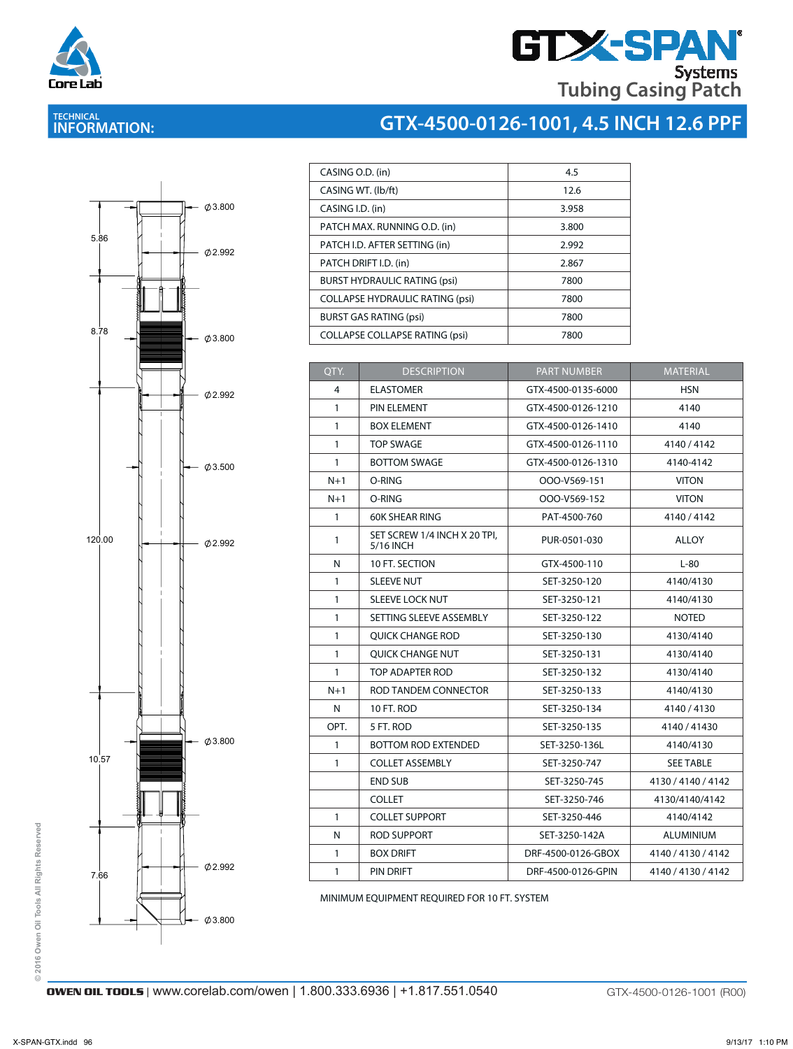# GTX-SPAN Systems Tubing Casing Patch

## TECHNICAL INFORMATION: GTX-4500-0126-1001, 4.5 INCH 12.6 PPF

| | |
|---|---|
| CASING O.D. (in) | 4.5 |
| CASING WT. (lb/ft) | 12.6 |
| CASING I.D. (in) | 3.958 |
| PATCH MAX. RUNNING O.D. (in) | 3.800 |
| PATCH I.D. AFTER SETTING (in) | 2.992 |
| PATCH DRIFT I.D. (in) | 2.867 |
| BURST HYDRAULIC RATING (psi) | 7800 |
| COLLAPSE HYDRAULIC RATING (psi) | 7800 |
| BURST GAS RATING (psi) | 7800 |
| COLLAPSE COLLAPSE RATING (psi) | 7800 |

Drawing dimensions: 5.86, 8.78, 120.00, 10.57, 7.66; ∅3.800, ∅2.992, ∅3.800, ∅2.992, ∅3.500, ∅2.992, ∅3.800, ∅2.992, ∅3.800

| QTY. | DESCRIPTION | PART NUMBER | MATERIAL |
|---|---|---|---|
| 4 | ELASTOMER | GTX-4500-0135-6000 | HSN |
| 1 | PIN ELEMENT | GTX-4500-0126-1210 | 4140 |
| 1 | BOX ELEMENT | GTX-4500-0126-1410 | 4140 |
| 1 | TOP SWAGE | GTX-4500-0126-1110 | 4140 / 4142 |
| 1 | BOTTOM SWAGE | GTX-4500-0126-1310 | 4140-4142 |
| N+1 | O-RING | OOO-V569-151 | VITON |
| N+1 | O-RING | OOO-V569-152 | VITON |
| 1 | 60K SHEAR RING | PAT-4500-760 | 4140 / 4142 |
| 1 | SET SCREW 1/4 INCH X 20 TPI, 5/16 INCH | PUR-0501-030 | ALLOY |
| N | 10 FT. SECTION | GTX-4500-110 | L-80 |
| 1 | SLEEVE NUT | SET-3250-120 | 4140/4130 |
| 1 | SLEEVE LOCK NUT | SET-3250-121 | 4140/4130 |
| 1 | SETTING SLEEVE ASSEMBLY | SET-3250-122 | NOTED |
| 1 | QUICK CHANGE ROD | SET-3250-130 | 4130/4140 |
| 1 | QUICK CHANGE NUT | SET-3250-131 | 4130/4140 |
| 1 | TOP ADAPTER ROD | SET-3250-132 | 4130/4140 |
| N+1 | ROD TANDEM CONNECTOR | SET-3250-133 | 4140/4130 |
| N | 10 FT. ROD | SET-3250-134 | 4140 / 4130 |
| OPT. | 5 FT. ROD | SET-3250-135 | 4140 / 41430 |
| 1 | BOTTOM ROD EXTENDED | SET-3250-136L | 4140/4130 |
| 1 | COLLET ASSEMBLY | SET-3250-747 | SEE TABLE |
| | END SUB | SET-3250-745 | 4130 / 4140 / 4142 |
| | COLLET | SET-3250-746 | 4130/4140/4142 |
| 1 | COLLET SUPPORT | SET-3250-446 | 4140/4142 |
| N | ROD SUPPORT | SET-3250-142A | ALUMINIUM |
| 1 | BOX DRIFT | DRF-4500-0126-GBOX | 4140 / 4130 / 4142 |
| 1 | PIN DRIFT | DRF-4500-0126-GPIN | 4140 / 4130 / 4142 |

MINIMUM EQUIPMENT REQUIRED FOR 10 FT. SYSTEM

**OWEN OIL TOOLS** | www.corelab.com/owen | 1.800.333.6936 | +1.817.551.0540

GTX-4500-0126-1001 (R00)

© 2016 Owen Oil Tools All Rights Reserved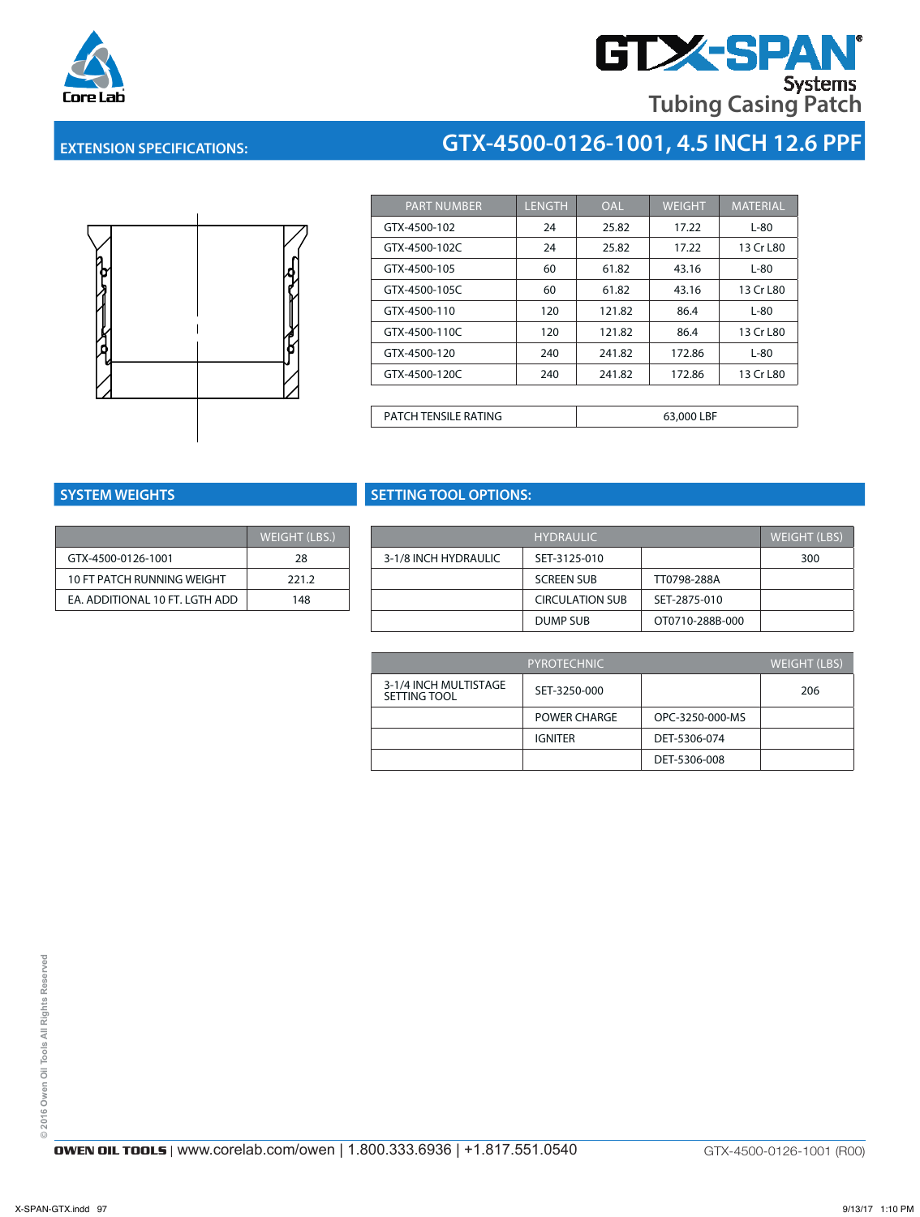GTX-SPAN® Systems
Tubing Casing Patch

## EXTENSION SPECIFICATIONS:

## GTX-4500-0126-1001, 4.5 INCH 12.6 PPF

| PART NUMBER | LENGTH | OAL | WEIGHT | MATERIAL |
|---|---|---|---|---|
| GTX-4500-102 | 24 | 25.82 | 17.22 | L-80 |
| GTX-4500-102C | 24 | 25.82 | 17.22 | 13 Cr L80 |
| GTX-4500-105 | 60 | 61.82 | 43.16 | L-80 |
| GTX-4500-105C | 60 | 61.82 | 43.16 | 13 Cr L80 |
| GTX-4500-110 | 120 | 121.82 | 86.4 | L-80 |
| GTX-4500-110C | 120 | 121.82 | 86.4 | 13 Cr L80 |
| GTX-4500-120 | 240 | 241.82 | 172.86 | L-80 |
| GTX-4500-120C | 240 | 241.82 | 172.86 | 13 Cr L80 |

| | |
|---|---|
| PATCH TENSILE RATING | 63,000 LBF |

## SYSTEM WEIGHTS

| | WEIGHT (LBS.) |
|---|---|
| GTX-4500-0126-1001 | 28 |
| 10 FT PATCH RUNNING WEIGHT | 221.2 |
| EA. ADDITIONAL 10 FT. LGTH ADD | 148 |

## SETTING TOOL OPTIONS:

| HYDRAULIC | | | WEIGHT (LBS) |
|---|---|---|---|
| 3-1/8 INCH HYDRAULIC | SET-3125-010 | | 300 |
| | SCREEN SUB | TT0798-288A | |
| | CIRCULATION SUB | SET-2875-010 | |
| | DUMP SUB | OT0710-288B-000 | |

| PYROTECHNIC | | | WEIGHT (LBS) |
|---|---|---|---|
| 3-1/4 INCH MULTISTAGE SETTING TOOL | SET-3250-000 | | 206 |
| | POWER CHARGE | OPC-3250-000-MS | |
| | IGNITER | DET-5306-074 | |
| | | DET-5306-008 | |

© 2016 Owen Oil Tools All Rights Reserved

OWEN OIL TOOLS | www.corelab.com/owen | 1.800.333.6936 | +1.817.551.0540

GTX-4500-0126-1001 (R00)